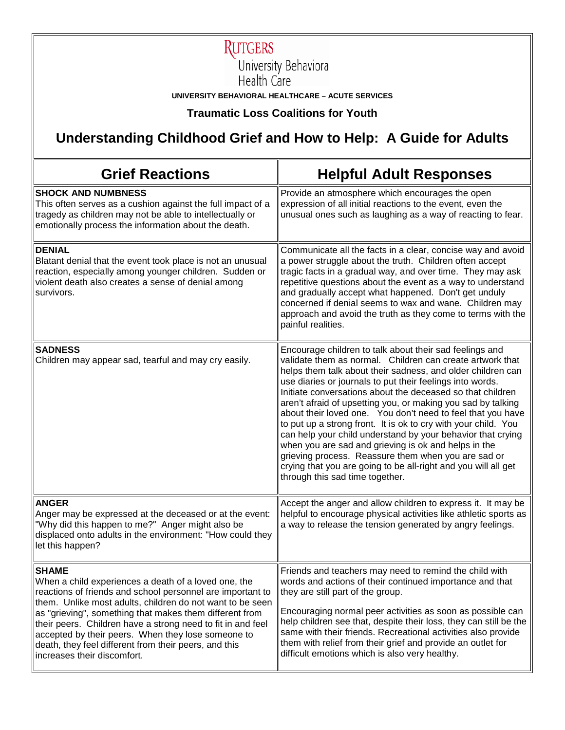RUTGERS
University Behavioral
Health Care

**UNIVERSITY BEHAVIORAL HEALTHCARE – ACUTE SERVICES**

**Traumatic Loss Coalitions for Youth**

# Understanding Childhood Grief and How to Help: A Guide for Adults

| Grief Reactions | Helpful Adult Responses |
|---|---|
| **SHOCK AND NUMBNESS**<br>This often serves as a cushion against the full impact of a tragedy as children may not be able to intellectually or emotionally process the information about the death. | Provide an atmosphere which encourages the open expression of all initial reactions to the event, even the unusual ones such as laughing as a way of reacting to fear. |
| **DENIAL**<br>Blatant denial that the event took place is not an unusual reaction, especially among younger children. Sudden or violent death also creates a sense of denial among survivors. | Communicate all the facts in a clear, concise way and avoid a power struggle about the truth. Children often accept tragic facts in a gradual way, and over time. They may ask repetitive questions about the event as a way to understand and gradually accept what happened. Don't get unduly concerned if denial seems to wax and wane. Children may approach and avoid the truth as they come to terms with the painful realities. |
| **SADNESS**<br>Children may appear sad, tearful and may cry easily. | Encourage children to talk about their sad feelings and validate them as normal. Children can create artwork that helps them talk about their sadness, and older children can use diaries or journals to put their feelings into words. Initiate conversations about the deceased so that children aren't afraid of upsetting you, or making you sad by talking about their loved one. You don't need to feel that you have to put up a strong front. It is ok to cry with your child. You can help your child understand by your behavior that crying when you are sad and grieving is ok and helps in the grieving process. Reassure them when you are sad or crying that you are going to be all-right and you will all get through this sad time together. |
| **ANGER**<br>Anger may be expressed at the deceased or at the event: "Why did this happen to me?" Anger might also be displaced onto adults in the environment: "How could they let this happen? | Accept the anger and allow children to express it. It may be helpful to encourage physical activities like athletic sports as a way to release the tension generated by angry feelings. |
| **SHAME**<br>When a child experiences a death of a loved one, the reactions of friends and school personnel are important to them. Unlike most adults, children do not want to be seen as "grieving", something that makes them different from their peers. Children have a strong need to fit in and feel accepted by their peers. When they lose someone to death, they feel different from their peers, and this increases their discomfort. | Friends and teachers may need to remind the child with words and actions of their continued importance and that they are still part of the group.<br><br>Encouraging normal peer activities as soon as possible can help children see that, despite their loss, they can still be the same with their friends. Recreational activities also provide them with relief from their grief and provide an outlet for difficult emotions which is also very healthy. |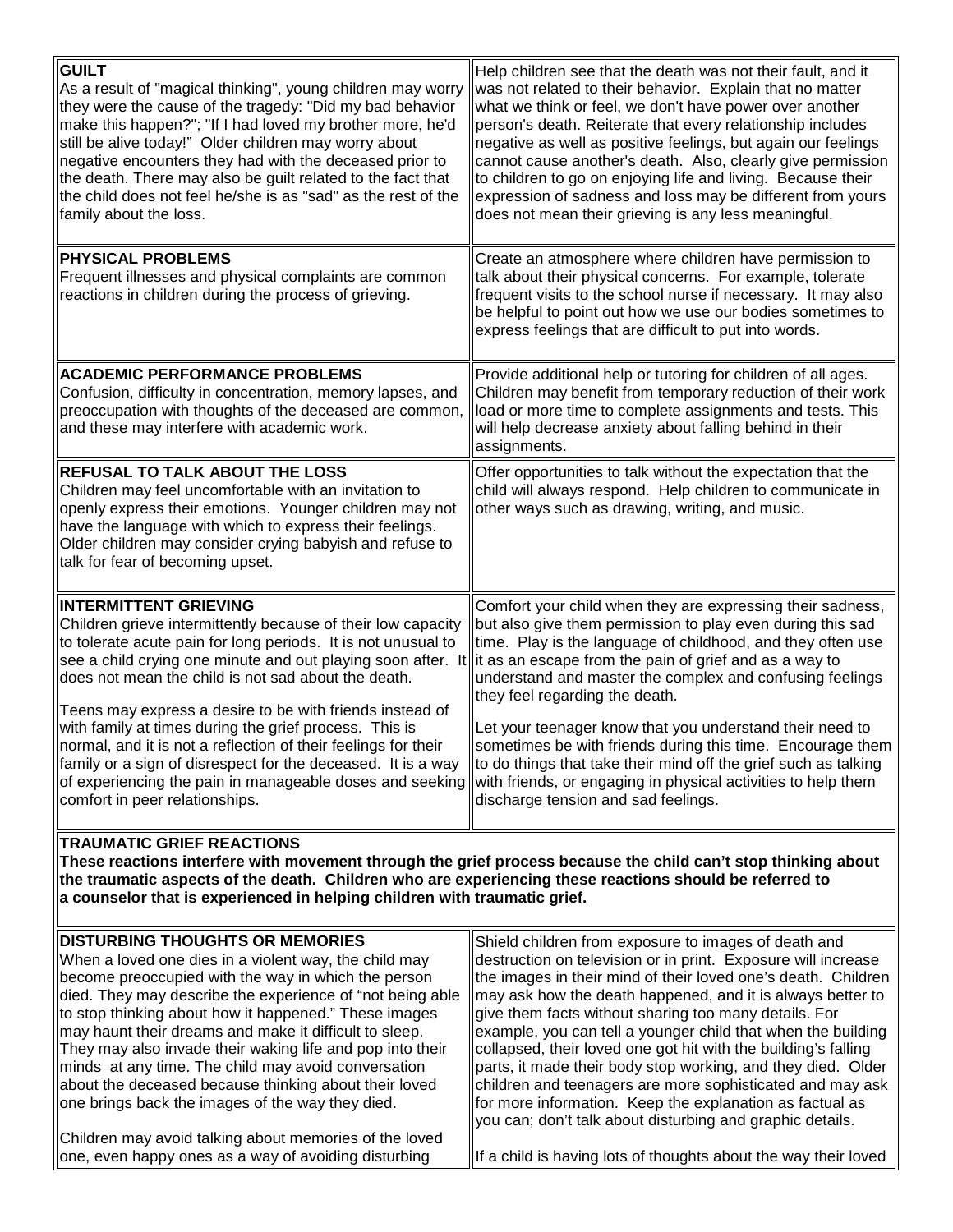| | |
|---|---|
| **GUILT**<br>As a result of "magical thinking", young children may worry they were the cause of the tragedy: "Did my bad behavior make this happen?"; "If I had loved my brother more, he'd still be alive today!" Older children may worry about negative encounters they had with the deceased prior to the death. There may also be guilt related to the fact that the child does not feel he/she is as "sad" as the rest of the family about the loss. | Help children see that the death was not their fault, and it was not related to their behavior. Explain that no matter what we think or feel, we don't have power over another person's death. Reiterate that every relationship includes negative as well as positive feelings, but again our feelings cannot cause another's death. Also, clearly give permission to children to go on enjoying life and living. Because their expression of sadness and loss may be different from yours does not mean their grieving is any less meaningful. |
| **PHYSICAL PROBLEMS**<br>Frequent illnesses and physical complaints are common reactions in children during the process of grieving. | Create an atmosphere where children have permission to talk about their physical concerns. For example, tolerate frequent visits to the school nurse if necessary. It may also be helpful to point out how we use our bodies sometimes to express feelings that are difficult to put into words. |
| **ACADEMIC PERFORMANCE PROBLEMS**<br>Confusion, difficulty in concentration, memory lapses, and preoccupation with thoughts of the deceased are common, and these may interfere with academic work. | Provide additional help or tutoring for children of all ages. Children may benefit from temporary reduction of their work load or more time to complete assignments and tests. This will help decrease anxiety about falling behind in their assignments. |
| **REFUSAL TO TALK ABOUT THE LOSS**<br>Children may feel uncomfortable with an invitation to openly express their emotions. Younger children may not have the language with which to express their feelings. Older children may consider crying babyish and refuse to talk for fear of becoming upset. | Offer opportunities to talk without the expectation that the child will always respond. Help children to communicate in other ways such as drawing, writing, and music. |
| **INTERMITTENT GRIEVING**<br>Children grieve intermittently because of their low capacity to tolerate acute pain for long periods. It is not unusual to see a child crying one minute and out playing soon after. It does not mean the child is not sad about the death.<br><br>Teens may express a desire to be with friends instead of with family at times during the grief process. This is normal, and it is not a reflection of their feelings for their family or a sign of disrespect for the deceased. It is a way of experiencing the pain in manageable doses and seeking comfort in peer relationships. | Comfort your child when they are expressing their sadness, but also give them permission to play even during this sad time. Play is the language of childhood, and they often use it as an escape from the pain of grief and as a way to understand and master the complex and confusing feelings they feel regarding the death.<br><br>Let your teenager know that you understand their need to sometimes be with friends during this time. Encourage them to do things that take their mind off the grief such as talking with friends, or engaging in physical activities to help them discharge tension and sad feelings. |
| **TRAUMATIC GRIEF REACTIONS**<br>**These reactions interfere with movement through the grief process because the child can't stop thinking about the traumatic aspects of the death. Children who are experiencing these reactions should be referred to a counselor that is experienced in helping children with traumatic grief.** | |
| **DISTURBING THOUGHTS OR MEMORIES**<br>When a loved one dies in a violent way, the child may become preoccupied with the way in which the person died. They may describe the experience of "not being able to stop thinking about how it happened." These images may haunt their dreams and make it difficult to sleep. They may also invade their waking life and pop into their minds at any time. The child may avoid conversation about the deceased because thinking about their loved one brings back the images of the way they died.<br><br>Children may avoid talking about memories of the loved one, even happy ones as a way of avoiding disturbing | Shield children from exposure to images of death and destruction on television or in print. Exposure will increase the images in their mind of their loved one's death. Children may ask how the death happened, and it is always better to give them facts without sharing too many details. For example, you can tell a younger child that when the building collapsed, their loved one got hit with the building's falling parts, it made their body stop working, and they died. Older children and teenagers are more sophisticated and may ask for more information. Keep the explanation as factual as you can; don't talk about disturbing and graphic details.<br><br>If a child is having lots of thoughts about the way their loved |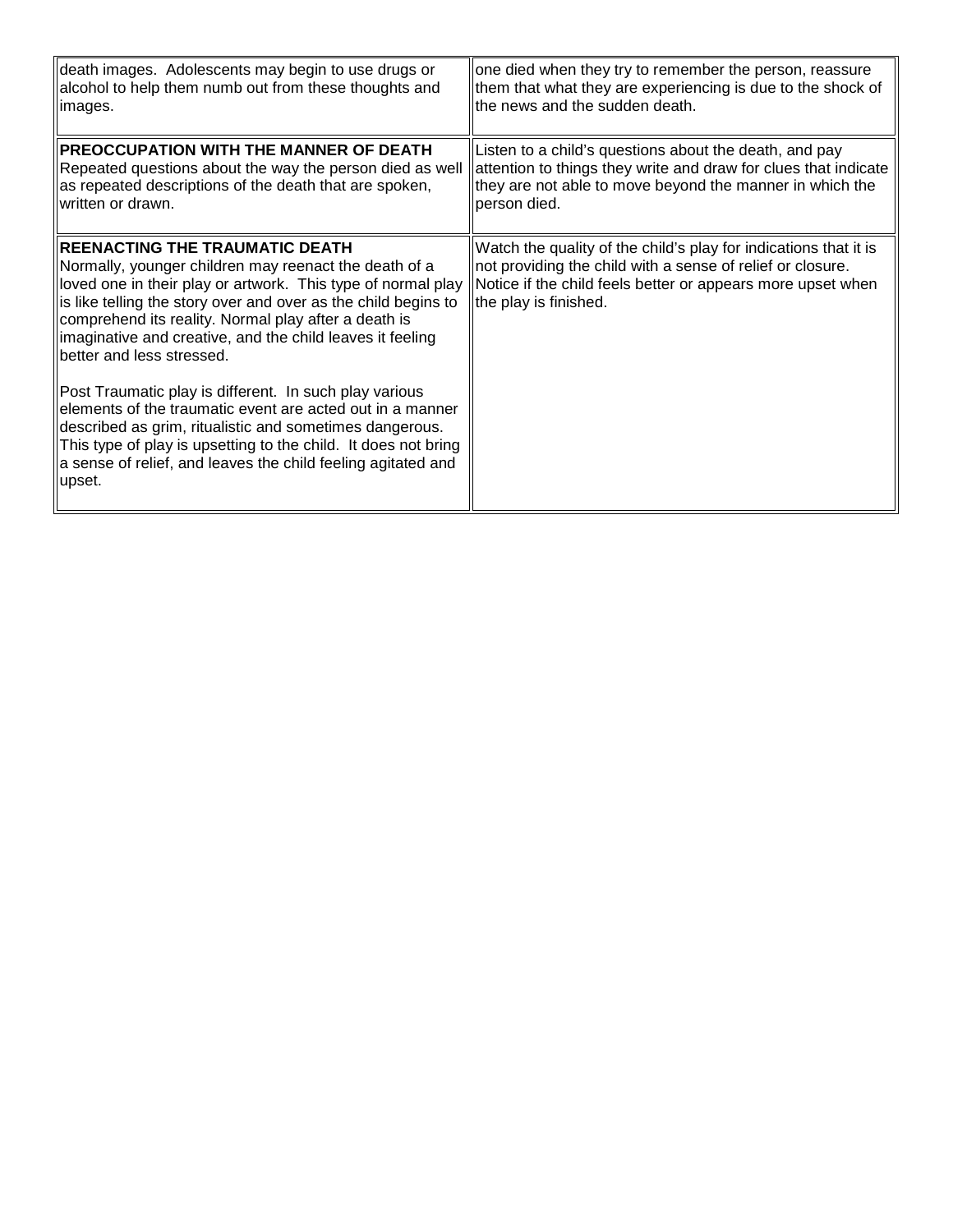| | |
|---|---|
| death images. Adolescents may begin to use drugs or alcohol to help them numb out from these thoughts and images. | one died when they try to remember the person, reassure them that what they are experiencing is due to the shock of the news and the sudden death. |
| **PREOCCUPATION WITH THE MANNER OF DEATH** Repeated questions about the way the person died as well as repeated descriptions of the death that are spoken, written or drawn. | Listen to a child's questions about the death, and pay attention to things they write and draw for clues that indicate they are not able to move beyond the manner in which the person died. |
| **REENACTING THE TRAUMATIC DEATH** Normally, younger children may reenact the death of a loved one in their play or artwork. This type of normal play is like telling the story over and over as the child begins to comprehend its reality. Normal play after a death is imaginative and creative, and the child leaves it feeling better and less stressed.<br><br>Post Traumatic play is different. In such play various elements of the traumatic event are acted out in a manner described as grim, ritualistic and sometimes dangerous. This type of play is upsetting to the child. It does not bring a sense of relief, and leaves the child feeling agitated and upset. | Watch the quality of the child's play for indications that it is not providing the child with a sense of relief or closure. Notice if the child feels better or appears more upset when the play is finished. |